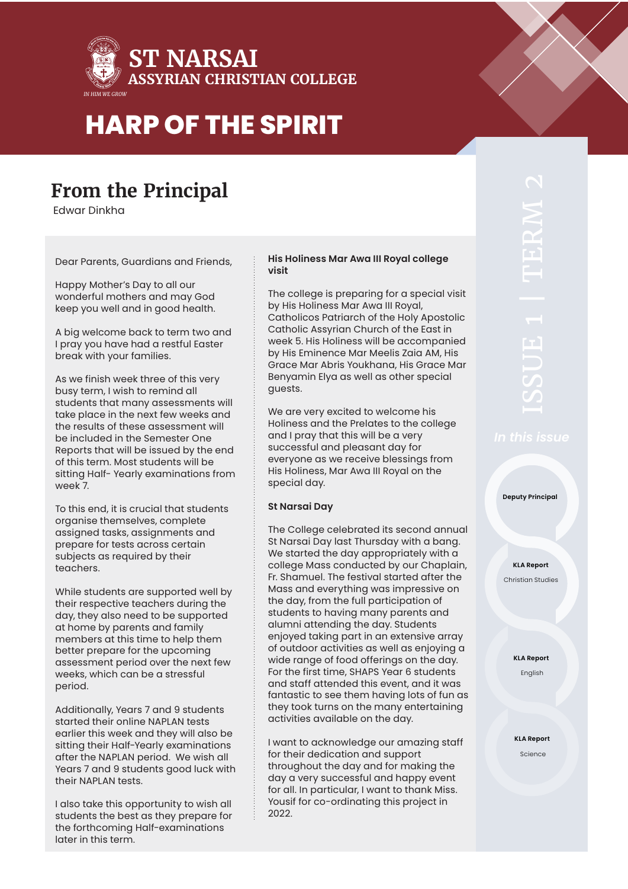# ST NARSAI

ASSYRIAN CHRISTIAN COLLEGE

IN HIM WE GROW

# HARP OF THE SPIRIT

ISSUE 1 | TERM 2

## From the Principal

Edwar Dinkha

Dear Parents, Guardians and Friends,

Happy Mother's Day to all our wonderful mothers and may God keep you well and in good health.

A big welcome back to term two and I pray you have had a restful Easter break with your families.

As we finish week three of this very busy term, I wish to remind all students that many assessments will take place in the next few weeks and the results of these assessment will be included in the Semester One Reports that will be issued by the end of this term. Most students will be sitting Half- Yearly examinations from week 7.

To this end, it is crucial that students organise themselves, complete assigned tasks, assignments and prepare for tests across certain subjects as required by their teachers.

While students are supported well by their respective teachers during the day, they also need to be supported at home by parents and family members at this time to help them better prepare for the upcoming assessment period over the next few weeks, which can be a stressful period.

Additionally, Years 7 and 9 students started their online NAPLAN tests earlier this week and they will also be sitting their Half-Yearly examinations after the NAPLAN period. We wish all Years 7 and 9 students good luck with their NAPLAN tests.

I also take this opportunity to wish all students the best as they prepare for the forthcoming Half-examinations later in this term.

**His Holiness Mar Awa III Royal college visit**

The college is preparing for a special visit by His Holiness Mar Awa III Royal, Catholicos Patriarch of the Holy Apostolic Catholic Assyrian Church of the East in week 5. His Holiness will be accompanied by His Eminence Mar Meelis Zaia AM, His Grace Mar Abris Youkhana, His Grace Mar Benyamin Elya as well as other special guests.

We are very excited to welcome his Holiness and the Prelates to the college and I pray that this will be a very successful and pleasant day for everyone as we receive blessings from His Holiness, Mar Awa III Royal on the special day.

**St Narsai Day**

The College celebrated its second annual St Narsai Day last Thursday with a bang. We started the day appropriately with a college Mass conducted by our Chaplain, Fr. Shamuel. The festival started after the Mass and everything was impressive on the day, from the full participation of students to having many parents and alumni attending the day. Students enjoyed taking part in an extensive array of outdoor activities as well as enjoying a wide range of food offerings on the day. For the first time, SHAPS Year 6 students and staff attended this event, and it was fantastic to see them having lots of fun as they took turns on the many entertaining activities available on the day.

I want to acknowledge our amazing staff for their dedication and support throughout the day and for making the day a very successful and happy event for all. In particular, I want to thank Miss. Yousif for co-ordinating this project in 2022.

*In this issue*

- **Deputy Principal**
- **KLA Report** – Christian Studies
- **KLA Report** – English
- **KLA Report** – Science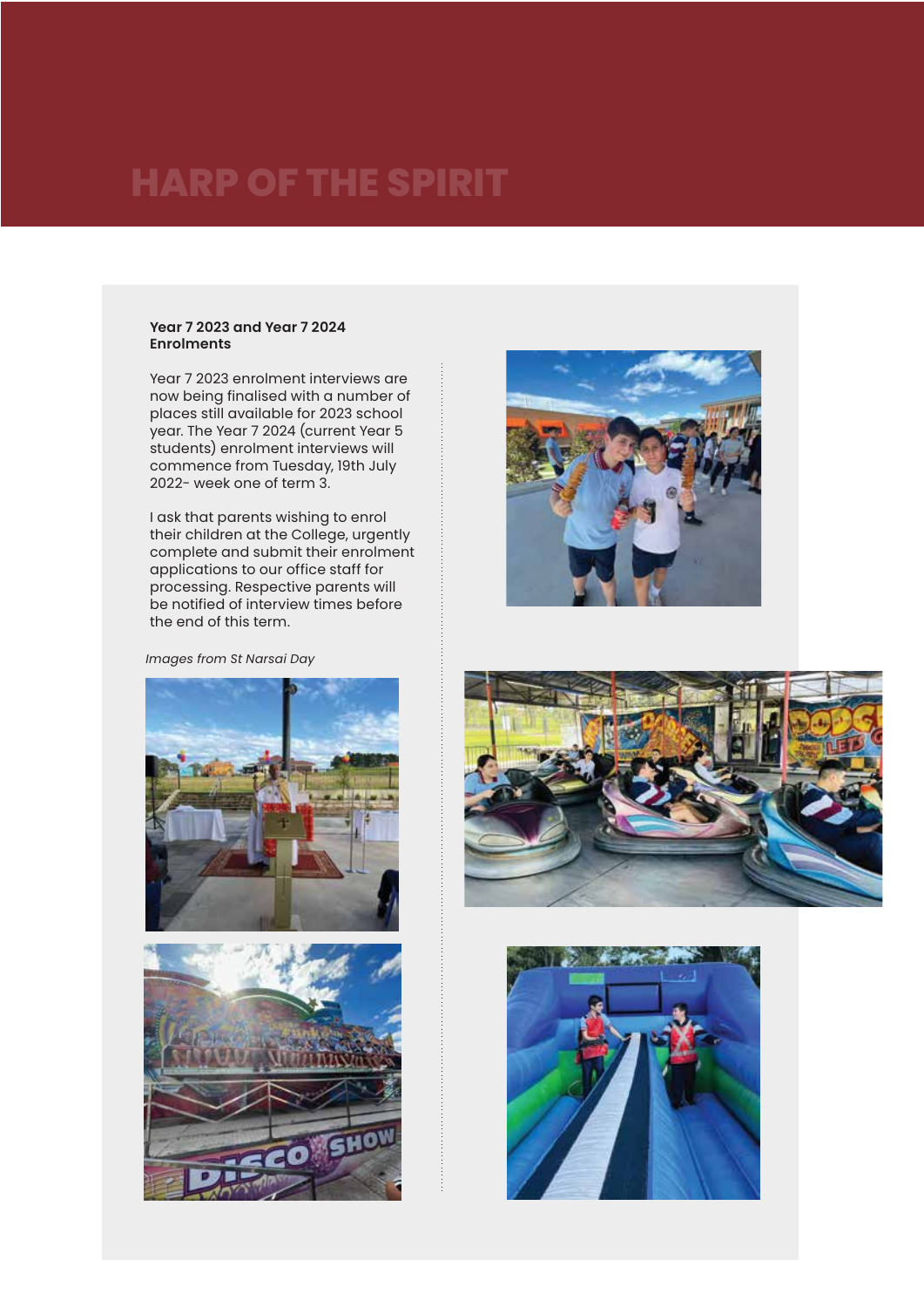# HARP OF THE SPIRIT

**Year 7 2023 and Year 7 2024 Enrolments**

Year 7 2023 enrolment interviews are now being finalised with a number of places still available for 2023 school year. The Year 7 2024 (current Year 5 students) enrolment interviews will commence from Tuesday, 19th July 2022- week one of term 3.

I ask that parents wishing to enrol their children at the College, urgently complete and submit their enrolment applications to our office staff for processing. Respective parents will be notified of interview times before the end of this term.

*Images from St Narsai Day*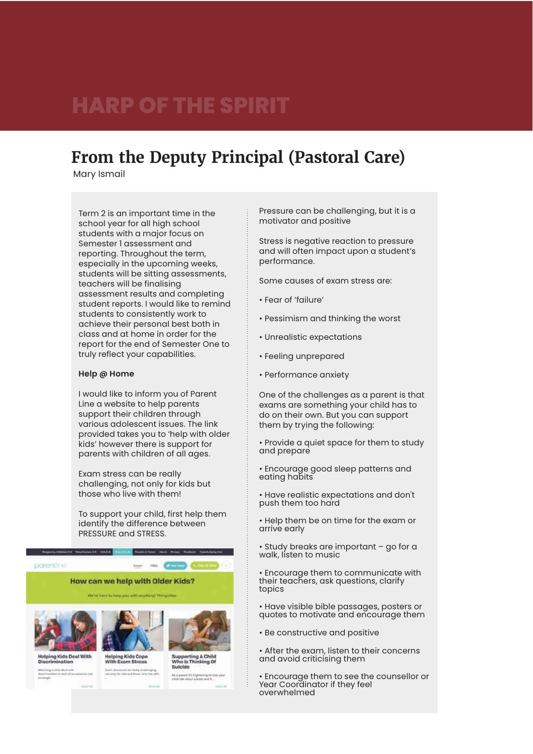# From the Deputy Principal (Pastoral Care)

Mary Ismail

Term 2 is an important time in the school year for all high school students with a major focus on Semester 1 assessment and reporting. Throughout the term, especially in the upcoming weeks, students will be sitting assessments, teachers will be finalising assessment results and completing student reports. I would like to remind students to consistently work to achieve their personal best both in class and at home in order for the report for the end of Semester One to truly reflect your capabilities.

**Help @ Home**

I would like to inform you of Parent Line a website to help parents support their children through various adolescent issues. The link provided takes you to 'help with older kids' however there is support for parents with children of all ages.

Exam stress can be really challenging, not only for kids but those who live with them!

To support your child, first help them identify the difference between PRESSURE and STRESS.

Pressure can be challenging, but it is a motivator and positive

Stress is negative reaction to pressure and will often impact upon a student's performance.

Some causes of exam stress are:

- Fear of 'failure'
- Pessimism and thinking the worst
- Unrealistic expectations
- Feeling unprepared
- Performance anxiety

One of the challenges as a parent is that exams are something your child has to do on their own. But you can support them by trying the following:

- Provide a quiet space for them to study and prepare
- Encourage good sleep patterns and eating habits
- Have realistic expectations and don't push them too hard
- Help them be on time for the exam or arrive early
- Study breaks are important – go for a walk, listen to music
- Encourage them to communicate with their teachers, ask questions, clarify topics
- Have visible bible passages, posters or quotes to motivate and encourage them
- Be constructive and positive
- After the exam, listen to their concerns and avoid criticising them
- Encourage them to see the counsellor or Year Coordinator if they feel overwhelmed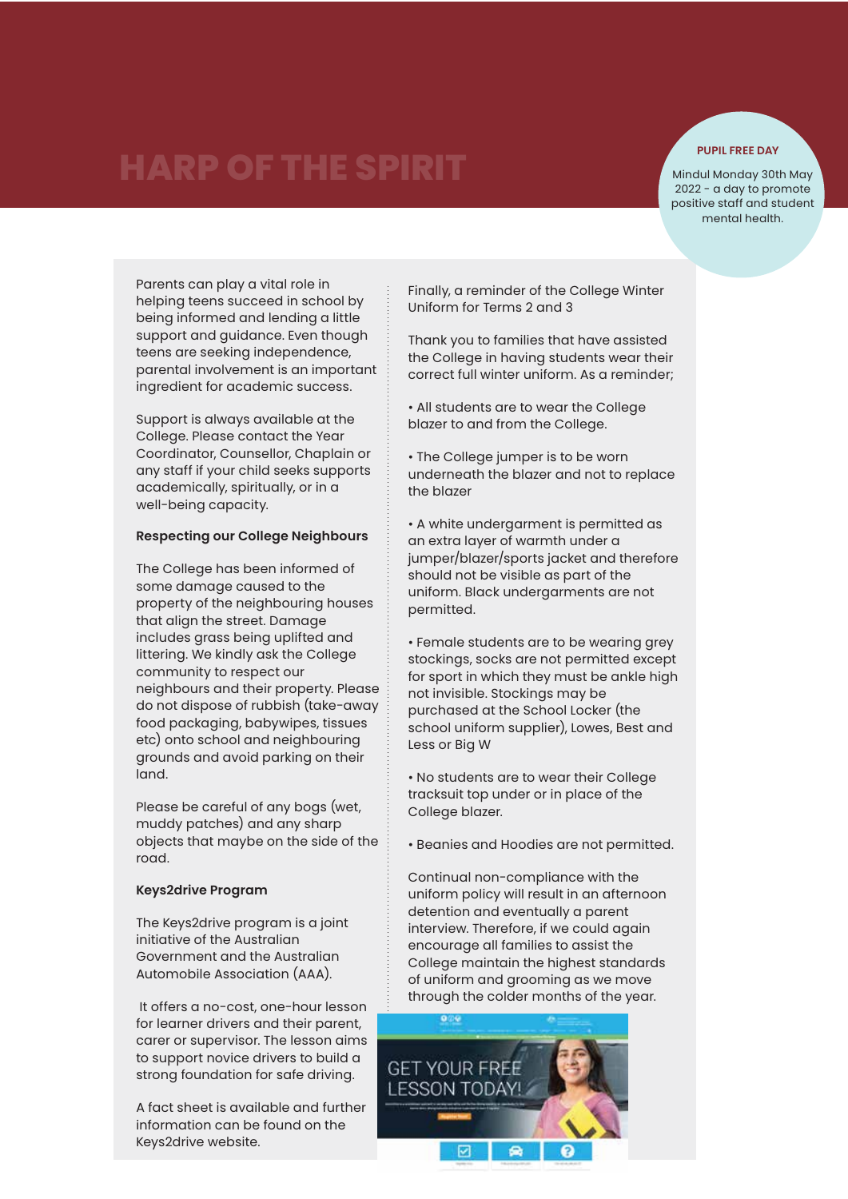# HARP OF THE SPIRIT

**PUPIL FREE DAY**

Mindul Monday 30th May 2022 - a day to promote positive staff and student mental health.

Parents can play a vital role in helping teens succeed in school by being informed and lending a little support and guidance. Even though teens are seeking independence, parental involvement is an important ingredient for academic success.

Support is always available at the College. Please contact the Year Coordinator, Counsellor, Chaplain or any staff if your child seeks supports academically, spiritually, or in a well-being capacity.

**Respecting our College Neighbours**

The College has been informed of some damage caused to the property of the neighbouring houses that align the street. Damage includes grass being uplifted and littering. We kindly ask the College community to respect our neighbours and their property. Please do not dispose of rubbish (take-away food packaging, babywipes, tissues etc) onto school and neighbouring grounds and avoid parking on their land.

Please be careful of any bogs (wet, muddy patches) and any sharp objects that maybe on the side of the road.

**Keys2drive Program**

The Keys2drive program is a joint initiative of the Australian Government and the Australian Automobile Association (AAA).

It offers a no-cost, one-hour lesson for learner drivers and their parent, carer or supervisor. The lesson aims to support novice drivers to build a strong foundation for safe driving.

A fact sheet is available and further information can be found on the Keys2drive website.

Finally, a reminder of the College Winter Uniform for Terms 2 and 3

Thank you to families that have assisted the College in having students wear their correct full winter uniform. As a reminder;

- All students are to wear the College blazer to and from the College.
- The College jumper is to be worn underneath the blazer and not to replace the blazer
- A white undergarment is permitted as an extra layer of warmth under a jumper/blazer/sports jacket and therefore should not be visible as part of the uniform. Black undergarments are not permitted.
- Female students are to be wearing grey stockings, socks are not permitted except for sport in which they must be ankle high not invisible. Stockings may be purchased at the School Locker (the school uniform supplier), Lowes, Best and Less or Big W
- No students are to wear their College tracksuit top under or in place of the College blazer.
- Beanies and Hoodies are not permitted.

Continual non-compliance with the uniform policy will result in an afternoon detention and eventually a parent interview. Therefore, if we could again encourage all families to assist the College maintain the highest standards of uniform and grooming as we move through the colder months of the year.

GET YOUR FREE LESSON TODAY!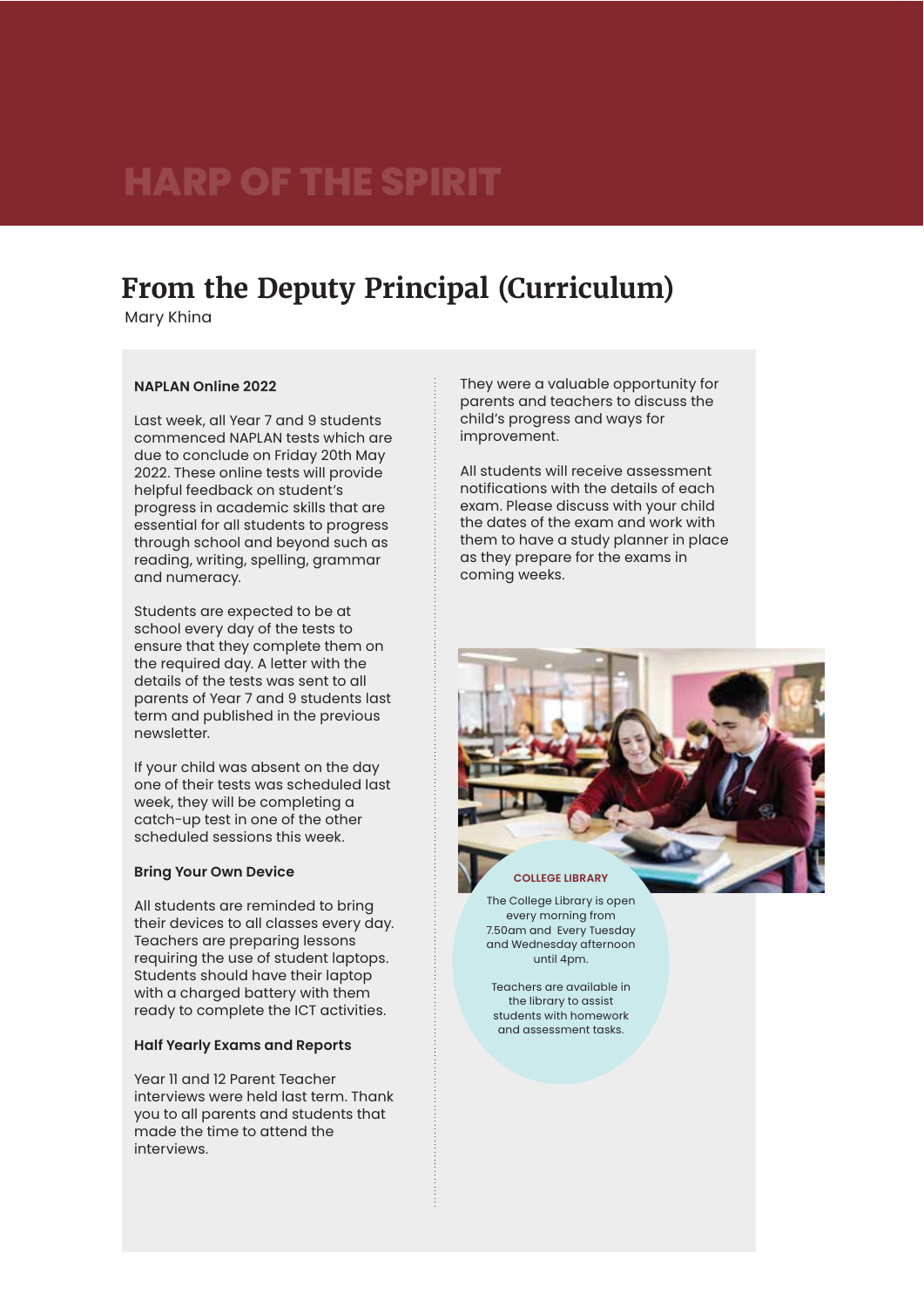# HARP OF THE SPIRIT

## From the Deputy Principal (Curriculum)

Mary Khina

**NAPLAN Online 2022**

Last week, all Year 7 and 9 students commenced NAPLAN tests which are due to conclude on Friday 20th May 2022. These online tests will provide helpful feedback on student's progress in academic skills that are essential for all students to progress through school and beyond such as reading, writing, spelling, grammar and numeracy.

Students are expected to be at school every day of the tests to ensure that they complete them on the required day. A letter with the details of the tests was sent to all parents of Year 7 and 9 students last term and published in the previous newsletter.

If your child was absent on the day one of their tests was scheduled last week, they will be completing a catch-up test in one of the other scheduled sessions this week.

**Bring Your Own Device**

All students are reminded to bring their devices to all classes every day. Teachers are preparing lessons requiring the use of student laptops. Students should have their laptop with a charged battery with them ready to complete the ICT activities.

**Half Yearly Exams and Reports**

Year 11 and 12 Parent Teacher interviews were held last term. Thank you to all parents and students that made the time to attend the interviews. They were a valuable opportunity for parents and teachers to discuss the child's progress and ways for improvement.

All students will receive assessment notifications with the details of each exam. Please discuss with your child the dates of the exam and work with them to have a study planner in place as they prepare for the exams in coming weeks.

**COLLEGE LIBRARY**

The College Library is open every morning from 7.50am and Every Tuesday and Wednesday afternoon until 4pm.

Teachers are available in the library to assist students with homework and assessment tasks.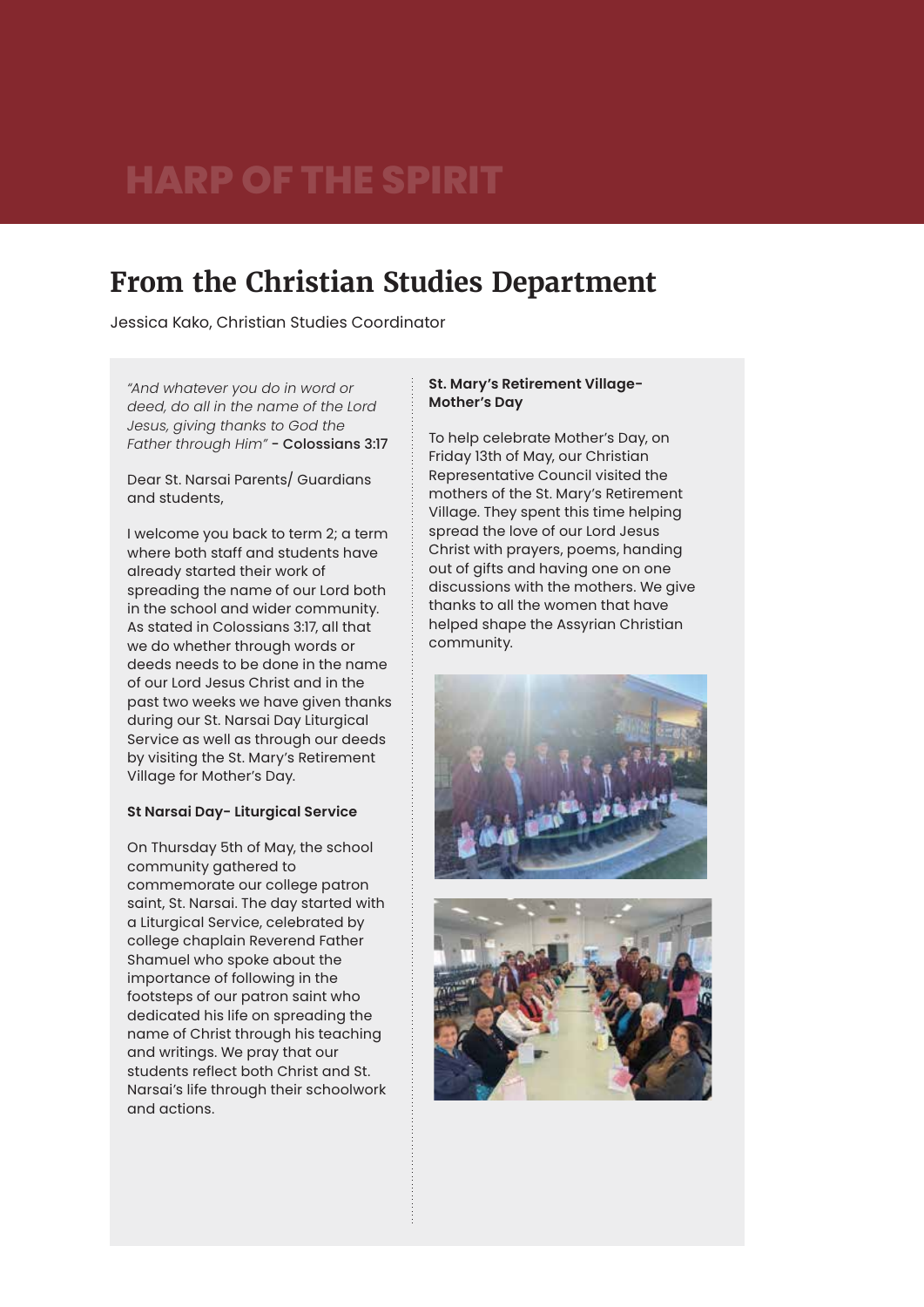# From the Christian Studies Department

Jessica Kako, Christian Studies Coordinator

*"And whatever you do in word or deed, do all in the name of the Lord Jesus, giving thanks to God the Father through Him"* - **Colossians 3:17**

Dear St. Narsai Parents/ Guardians and students,

I welcome you back to term 2; a term where both staff and students have already started their work of spreading the name of our Lord both in the school and wider community. As stated in Colossians 3:17, all that we do whether through words or deeds needs to be done in the name of our Lord Jesus Christ and in the past two weeks we have given thanks during our St. Narsai Day Liturgical Service as well as through our deeds by visiting the St. Mary's Retirement Village for Mother's Day.

**St Narsai Day- Liturgical Service**

On Thursday 5th of May, the school community gathered to commemorate our college patron saint, St. Narsai. The day started with a Liturgical Service, celebrated by college chaplain Reverend Father Shamuel who spoke about the importance of following in the footsteps of our patron saint who dedicated his life on spreading the name of Christ through his teaching and writings. We pray that our students reflect both Christ and St. Narsai's life through their schoolwork and actions.

**St. Mary's Retirement Village- Mother's Day**

To help celebrate Mother's Day, on Friday 13th of May, our Christian Representative Council visited the mothers of the St. Mary's Retirement Village. They spent this time helping spread the love of our Lord Jesus Christ with prayers, poems, handing out of gifts and having one on one discussions with the mothers. We give thanks to all the women that have helped shape the Assyrian Christian community.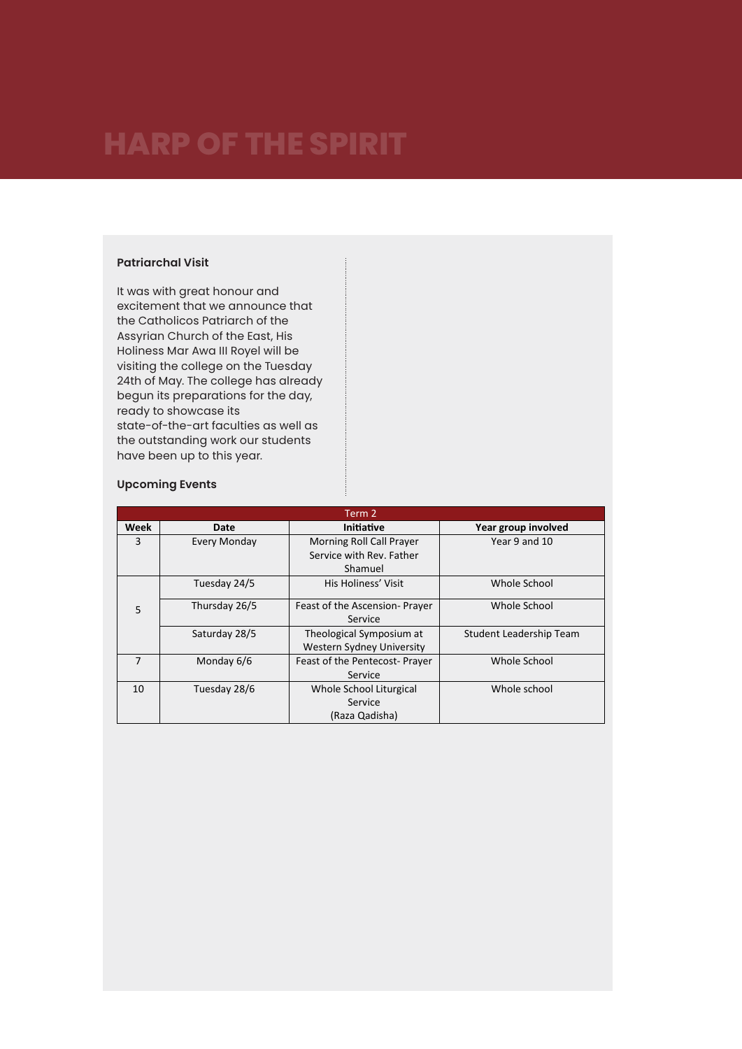# HARP OF THE SPIRIT

### Patriarchal Visit

It was with great honour and excitement that we announce that the Catholicos Patriarch of the Assyrian Church of the East, His Holiness Mar Awa III Royel will be visiting the college on the Tuesday 24th of May. The college has already begun its preparations for the day, ready to showcase its state-of-the-art faculties as well as the outstanding work our students have been up to this year.

### Upcoming Events

| Term 2 | | | |
|---|---|---|---|
| **Week** | **Date** | **Initiative** | **Year group involved** |
| 3 | Every Monday | Morning Roll Call Prayer Service with Rev. Father Shamuel | Year 9 and 10 |
| 5 | Tuesday 24/5 | His Holiness' Visit | Whole School |
| | Thursday 26/5 | Feast of the Ascension- Prayer Service | Whole School |
| | Saturday 28/5 | Theological Symposium at Western Sydney University | Student Leadership Team |
| 7 | Monday 6/6 | Feast of the Pentecost- Prayer Service | Whole School |
| 10 | Tuesday 28/6 | Whole School Liturgical Service (Raza Qadisha) | Whole school |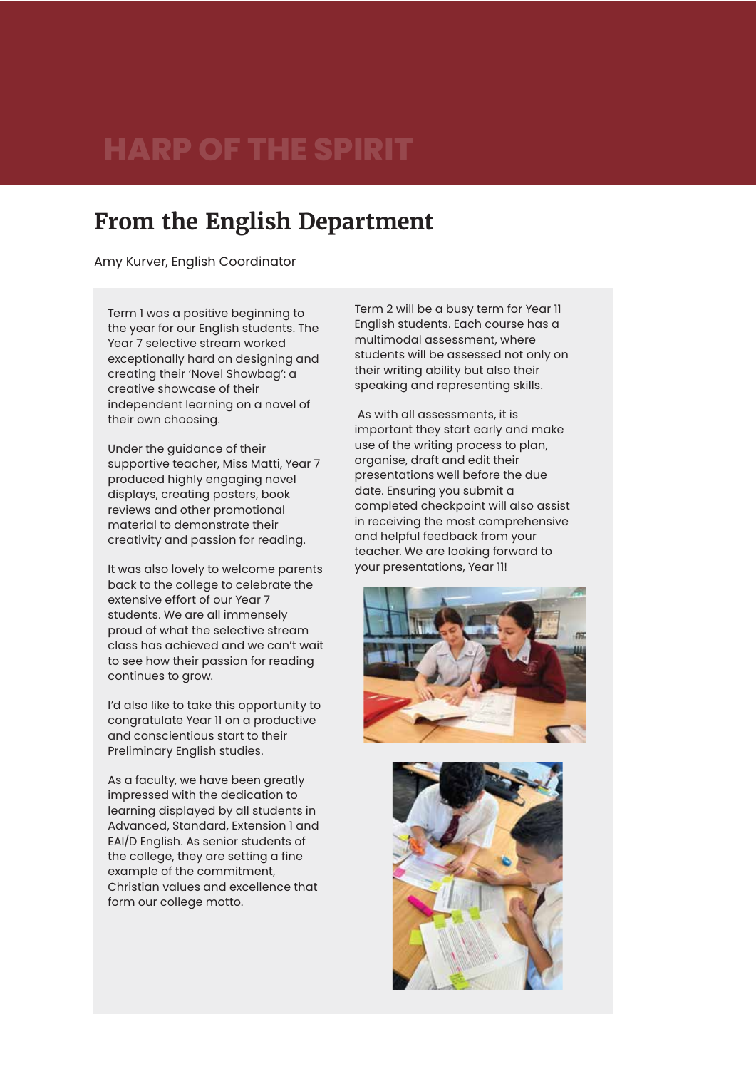# HARP OF THE SPIRIT

## From the English Department

Amy Kurver, English Coordinator

Term 1 was a positive beginning to the year for our English students. The Year 7 selective stream worked exceptionally hard on designing and creating their 'Novel Showbag': a creative showcase of their independent learning on a novel of their own choosing.

Under the guidance of their supportive teacher, Miss Matti, Year 7 produced highly engaging novel displays, creating posters, book reviews and other promotional material to demonstrate their creativity and passion for reading.

It was also lovely to welcome parents back to the college to celebrate the extensive effort of our Year 7 students. We are all immensely proud of what the selective stream class has achieved and we can't wait to see how their passion for reading continues to grow.

I'd also like to take this opportunity to congratulate Year 11 on a productive and conscientious start to their Preliminary English studies.

As a faculty, we have been greatly impressed with the dedication to learning displayed by all students in Advanced, Standard, Extension 1 and EAl/D English. As senior students of the college, they are setting a fine example of the commitment, Christian values and excellence that form our college motto.

Term 2 will be a busy term for Year 11 English students. Each course has a multimodal assessment, where students will be assessed not only on their writing ability but also their speaking and representing skills.

As with all assessments, it is important they start early and make use of the writing process to plan, organise, draft and edit their presentations well before the due date. Ensuring you submit a completed checkpoint will also assist in receiving the most comprehensive and helpful feedback from your teacher. We are looking forward to your presentations, Year 11!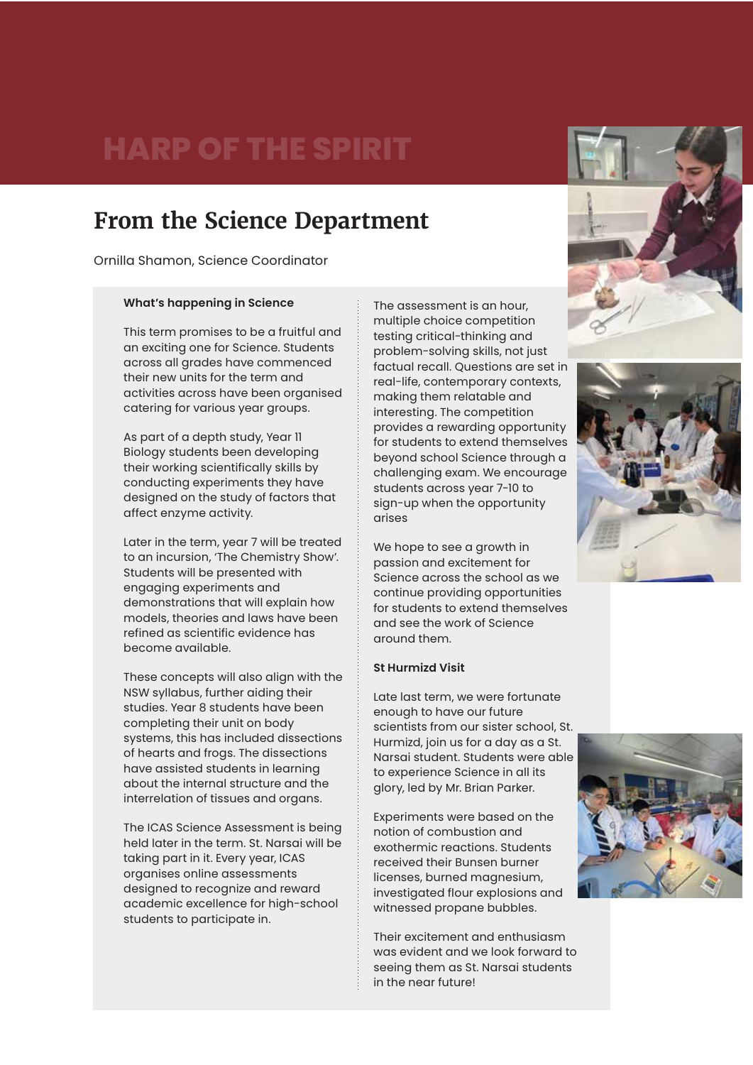# From the Science Department

Ornilla Shamon, Science Coordinator

**What's happening in Science**

This term promises to be a fruitful and an exciting one for Science. Students across all grades have commenced their new units for the term and activities across have been organised catering for various year groups.

As part of a depth study, Year 11 Biology students been developing their working scientifically skills by conducting experiments they have designed on the study of factors that affect enzyme activity.

Later in the term, year 7 will be treated to an incursion, 'The Chemistry Show'. Students will be presented with engaging experiments and demonstrations that will explain how models, theories and laws have been refined as scientific evidence has become available.

These concepts will also align with the NSW syllabus, further aiding their studies. Year 8 students have been completing their unit on body systems, this has included dissections of hearts and frogs. The dissections have assisted students in learning about the internal structure and the interrelation of tissues and organs.

The ICAS Science Assessment is being held later in the term. St. Narsai will be taking part in it. Every year, ICAS organises online assessments designed to recognize and reward academic excellence for high-school students to participate in.

The assessment is an hour, multiple choice competition testing critical-thinking and problem-solving skills, not just factual recall. Questions are set in real-life, contemporary contexts, making them relatable and interesting. The competition provides a rewarding opportunity for students to extend themselves beyond school Science through a challenging exam. We encourage students across year 7-10 to sign-up when the opportunity arises

We hope to see a growth in passion and excitement for Science across the school as we continue providing opportunities for students to extend themselves and see the work of Science around them.

**St Hurmizd Visit**

Late last term, we were fortunate enough to have our future scientists from our sister school, St. Hurmizd, join us for a day as a St. Narsai student. Students were able to experience Science in all its glory, led by Mr. Brian Parker.

Experiments were based on the notion of combustion and exothermic reactions. Students received their Bunsen burner licenses, burned magnesium, investigated flour explosions and witnessed propane bubbles.

Their excitement and enthusiasm was evident and we look forward to seeing them as St. Narsai students in the near future!